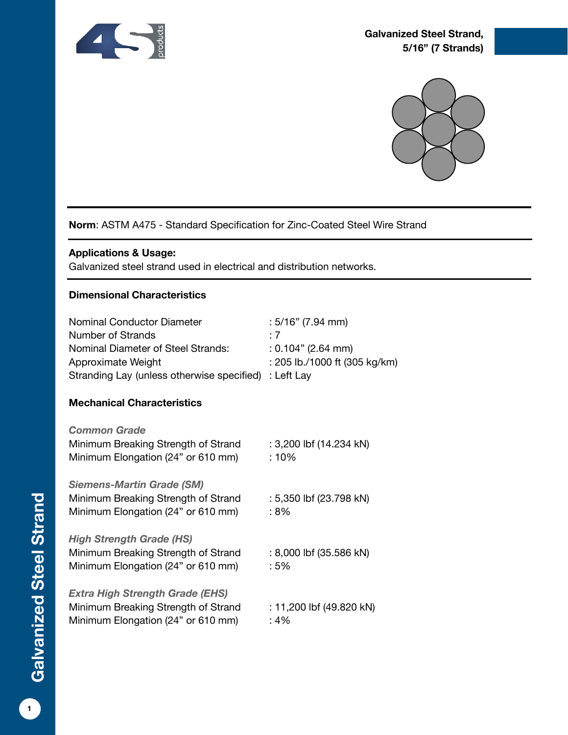# Galvanized Steel Strand, 5/16” (7 Strands)

**Norm**: ASTM A475 - Standard Specification for Zinc-Coated Steel Wire Strand

**Applications & Usage:**
Galvanized steel strand used in electrical and distribution networks.

## Dimensional Characteristics

| | |
|---|---|
| Nominal Conductor Diameter | : 5/16” (7.94 mm) |
| Number of Strands | : 7 |
| Nominal Diameter of Steel Strands: | : 0.104” (2.64 mm) |
| Approximate Weight | : 205 lb./1000 ft (305 kg/km) |
| Stranding Lay (unless otherwise specified) | : Left Lay |

## Mechanical Characteristics

*Common Grade*

| | |
|---|---|
| Minimum Breaking Strength of Strand | : 3,200 lbf (14.234 kN) |
| Minimum Elongation (24” or 610 mm) | : 10% |

*Siemens-Martin Grade (SM)*

| | |
|---|---|
| Minimum Breaking Strength of Strand | : 5,350 lbf (23.798 kN) |
| Minimum Elongation (24” or 610 mm) | : 8% |

*High Strength Grade (HS)*

| | |
|---|---|
| Minimum Breaking Strength of Strand | : 8,000 lbf (35.586 kN) |
| Minimum Elongation (24” or 610 mm) | : 5% |

*Extra High Strength Grade (EHS)*

| | |
|---|---|
| Minimum Breaking Strength of Strand | : 11,200 lbf (49.820 kN) |
| Minimum Elongation (24” or 610 mm) | : 4% |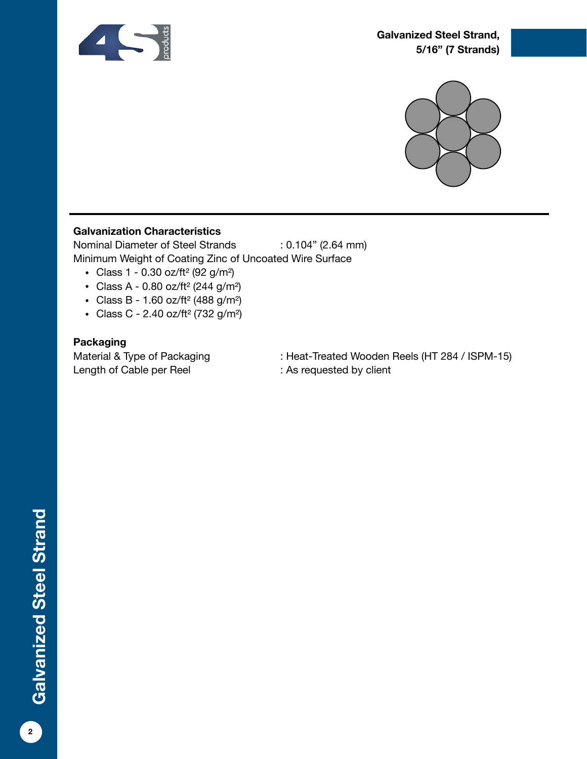**Galvanized Steel Strand, 5/16" (7 Strands)**

### Galvanization Characteristics

Nominal Diameter of Steel Strands : 0.104" (2.64 mm)

Minimum Weight of Coating Zinc of Uncoated Wire Surface

- Class 1 - 0.30 oz/ft² (92 g/m²)
- Class A - 0.80 oz/ft² (244 g/m²)
- Class B - 1.60 oz/ft² (488 g/m²)
- Class C - 2.40 oz/ft² (732 g/m²)

### Packaging

Material & Type of Packaging : Heat-Treated Wooden Reels (HT 284 / ISPM-15)

Length of Cable per Reel : As requested by client